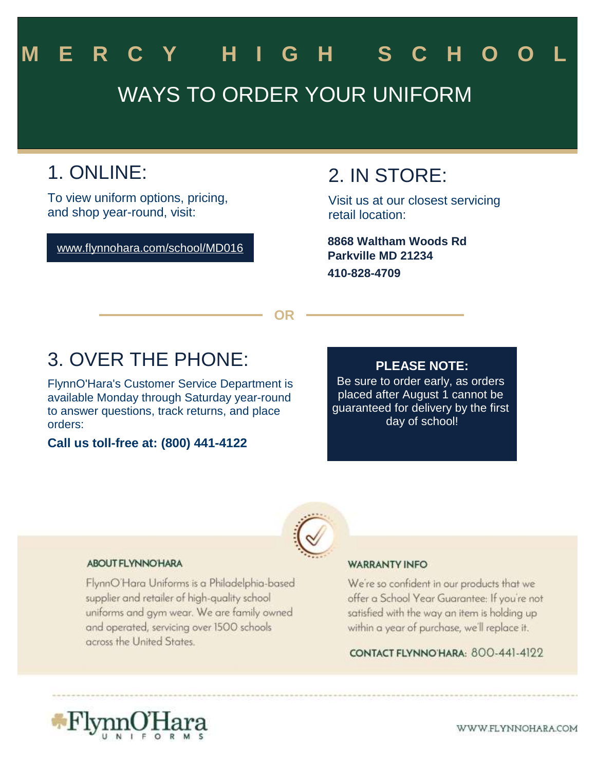# MERCY HIGH SCHOOL

## WAYS TO ORDER YOUR UNIFORM

## 1. ONLINE:

To view uniform options, pricing, and shop year-round, visit:

www.flynnohara.com/school/MD016

## 2. IN STORE:

Visit us at our closest servicing retail location:

**8868 Waltham Woods Rd**
**Parkville MD 21234**

**410-828-4709**

OR

## 3. OVER THE PHONE:

FlynnO'Hara's Customer Service Department is available Monday through Saturday year-round to answer questions, track returns, and place orders:

**Call us toll-free at: (800) 441-4122**

**PLEASE NOTE:**
Be sure to order early, as orders placed after August 1 cannot be guaranteed for delivery by the first day of school!

**ABOUT FLYNNO'HARA**

FlynnO'Hara Uniforms is a Philadelphia-based supplier and retailer of high-quality school uniforms and gym wear. We are family owned and operated, servicing over 1500 schools across the United States.

**WARRANTY INFO**

We're so confident in our products that we offer a School Year Guarantee: If you're not satisfied with the way an item is holding up within a year of purchase, we'll replace it.

**CONTACT FLYNNO'HARA:** 800-441-4122

FlynnO'Hara UNIFORMS

WWW.FLYNNOHARA.COM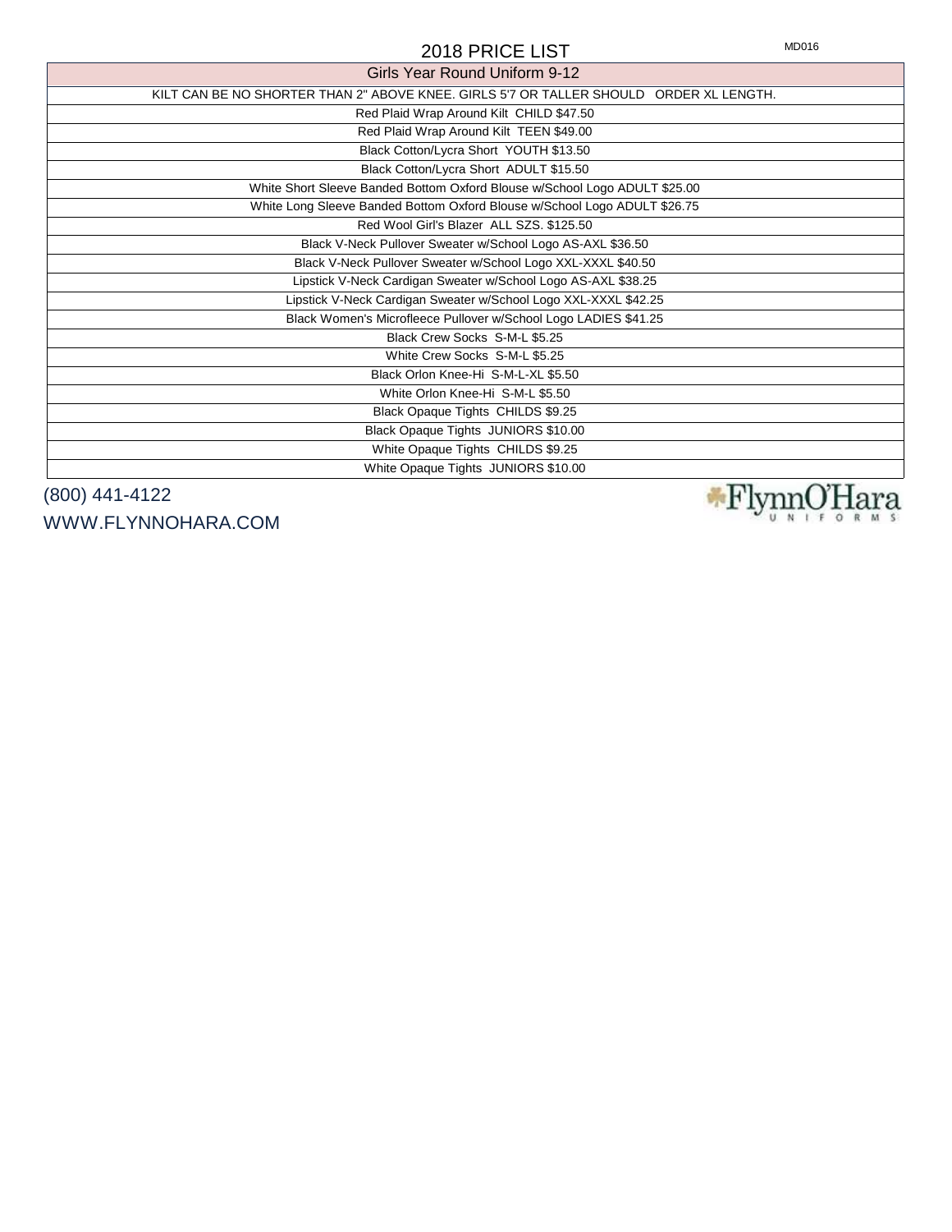# 2018 PRICE LIST

MD016

| Girls Year Round Uniform 9-12 |
|---|
| KILT CAN BE NO SHORTER THAN 2" ABOVE KNEE. GIRLS 5'7 OR TALLER SHOULD ORDER XL LENGTH. |
| Red Plaid Wrap Around Kilt CHILD $47.50 |
| Red Plaid Wrap Around Kilt TEEN $49.00 |
| Black Cotton/Lycra Short YOUTH $13.50 |
| Black Cotton/Lycra Short ADULT $15.50 |
| White Short Sleeve Banded Bottom Oxford Blouse w/School Logo ADULT $25.00 |
| White Long Sleeve Banded Bottom Oxford Blouse w/School Logo ADULT $26.75 |
| Red Wool Girl's Blazer ALL SZS. $125.50 |
| Black V-Neck Pullover Sweater w/School Logo AS-AXL $36.50 |
| Black V-Neck Pullover Sweater w/School Logo XXL-XXXL $40.50 |
| Lipstick V-Neck Cardigan Sweater w/School Logo AS-AXL $38.25 |
| Lipstick V-Neck Cardigan Sweater w/School Logo XXL-XXXL $42.25 |
| Black Women's Microfleece Pullover w/School Logo LADIES $41.25 |
| Black Crew Socks S-M-L $5.25 |
| White Crew Socks S-M-L $5.25 |
| Black Orlon Knee-Hi S-M-L-XL $5.50 |
| White Orlon Knee-Hi S-M-L $5.50 |
| Black Opaque Tights CHILDS $9.25 |
| Black Opaque Tights JUNIORS $10.00 |
| White Opaque Tights CHILDS $9.25 |
| White Opaque Tights JUNIORS $10.00 |

(800) 441-4122

WWW.FLYNNOHARA.COM

FlynnO'Hara UNIFORMS